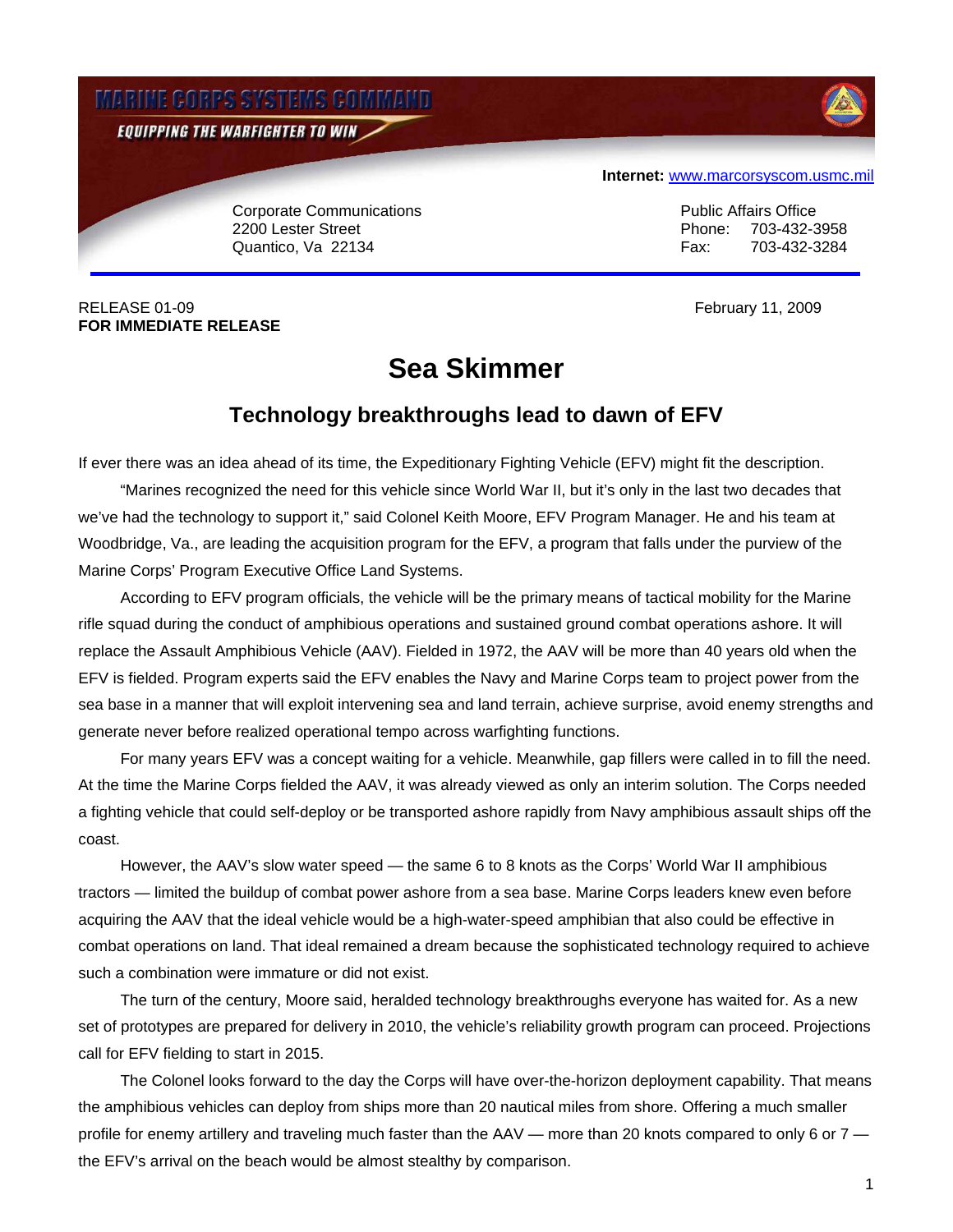**MARINE CORPS SYSTEMS COMMAND**

*EQUIPPING THE WARFIGHTER TO WIN*

**Internet:** www.marcorsyscom.usmc.mil

Corporate Communications
2200 Lester Street
Quantico, Va 22134

Public Affairs Office
Phone: 703-432-3958
Fax: 703-432-3284

RELEASE 01-09
**FOR IMMEDIATE RELEASE**

February 11, 2009

# Sea Skimmer

## Technology breakthroughs lead to dawn of EFV

If ever there was an idea ahead of its time, the Expeditionary Fighting Vehicle (EFV) might fit the description.

"Marines recognized the need for this vehicle since World War II, but it's only in the last two decades that we've had the technology to support it," said Colonel Keith Moore, EFV Program Manager. He and his team at Woodbridge, Va., are leading the acquisition program for the EFV, a program that falls under the purview of the Marine Corps' Program Executive Office Land Systems.

According to EFV program officials, the vehicle will be the primary means of tactical mobility for the Marine rifle squad during the conduct of amphibious operations and sustained ground combat operations ashore. It will replace the Assault Amphibious Vehicle (AAV). Fielded in 1972, the AAV will be more than 40 years old when the EFV is fielded. Program experts said the EFV enables the Navy and Marine Corps team to project power from the sea base in a manner that will exploit intervening sea and land terrain, achieve surprise, avoid enemy strengths and generate never before realized operational tempo across warfighting functions.

For many years EFV was a concept waiting for a vehicle. Meanwhile, gap fillers were called in to fill the need. At the time the Marine Corps fielded the AAV, it was already viewed as only an interim solution. The Corps needed a fighting vehicle that could self-deploy or be transported ashore rapidly from Navy amphibious assault ships off the coast.

However, the AAV's slow water speed — the same 6 to 8 knots as the Corps' World War II amphibious tractors — limited the buildup of combat power ashore from a sea base. Marine Corps leaders knew even before acquiring the AAV that the ideal vehicle would be a high-water-speed amphibian that also could be effective in combat operations on land. That ideal remained a dream because the sophisticated technology required to achieve such a combination were immature or did not exist.

The turn of the century, Moore said, heralded technology breakthroughs everyone has waited for. As a new set of prototypes are prepared for delivery in 2010, the vehicle's reliability growth program can proceed. Projections call for EFV fielding to start in 2015.

The Colonel looks forward to the day the Corps will have over-the-horizon deployment capability. That means the amphibious vehicles can deploy from ships more than 20 nautical miles from shore. Offering a much smaller profile for enemy artillery and traveling much faster than the AAV — more than 20 knots compared to only 6 or 7 — the EFV's arrival on the beach would be almost stealthy by comparison.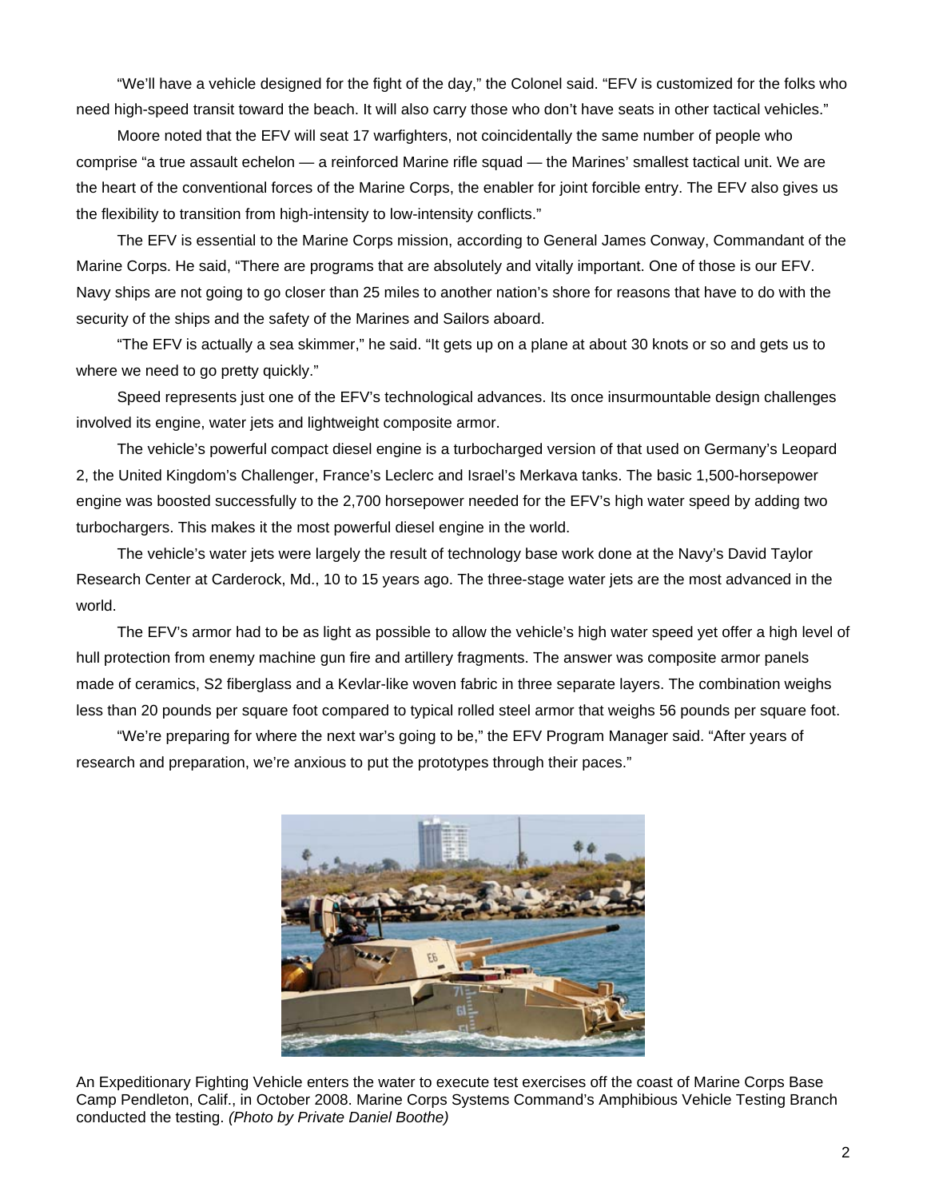"We'll have a vehicle designed for the fight of the day," the Colonel said. "EFV is customized for the folks who need high-speed transit toward the beach. It will also carry those who don't have seats in other tactical vehicles."

Moore noted that the EFV will seat 17 warfighters, not coincidentally the same number of people who comprise "a true assault echelon — a reinforced Marine rifle squad — the Marines' smallest tactical unit. We are the heart of the conventional forces of the Marine Corps, the enabler for joint forcible entry. The EFV also gives us the flexibility to transition from high-intensity to low-intensity conflicts."

The EFV is essential to the Marine Corps mission, according to General James Conway, Commandant of the Marine Corps. He said, "There are programs that are absolutely and vitally important. One of those is our EFV. Navy ships are not going to go closer than 25 miles to another nation's shore for reasons that have to do with the security of the ships and the safety of the Marines and Sailors aboard.

"The EFV is actually a sea skimmer," he said. "It gets up on a plane at about 30 knots or so and gets us to where we need to go pretty quickly."

Speed represents just one of the EFV's technological advances. Its once insurmountable design challenges involved its engine, water jets and lightweight composite armor.

The vehicle's powerful compact diesel engine is a turbocharged version of that used on Germany's Leopard 2, the United Kingdom's Challenger, France's Leclerc and Israel's Merkava tanks. The basic 1,500-horsepower engine was boosted successfully to the 2,700 horsepower needed for the EFV's high water speed by adding two turbochargers. This makes it the most powerful diesel engine in the world.

The vehicle's water jets were largely the result of technology base work done at the Navy's David Taylor Research Center at Carderock, Md., 10 to 15 years ago. The three-stage water jets are the most advanced in the world.

The EFV's armor had to be as light as possible to allow the vehicle's high water speed yet offer a high level of hull protection from enemy machine gun fire and artillery fragments. The answer was composite armor panels made of ceramics, S2 fiberglass and a Kevlar-like woven fabric in three separate layers. The combination weighs less than 20 pounds per square foot compared to typical rolled steel armor that weighs 56 pounds per square foot.

"We're preparing for where the next war's going to be," the EFV Program Manager said. "After years of research and preparation, we're anxious to put the prototypes through their paces."

An Expeditionary Fighting Vehicle enters the water to execute test exercises off the coast of Marine Corps Base Camp Pendleton, Calif., in October 2008. Marine Corps Systems Command's Amphibious Vehicle Testing Branch conducted the testing. *(Photo by Private Daniel Boothe)*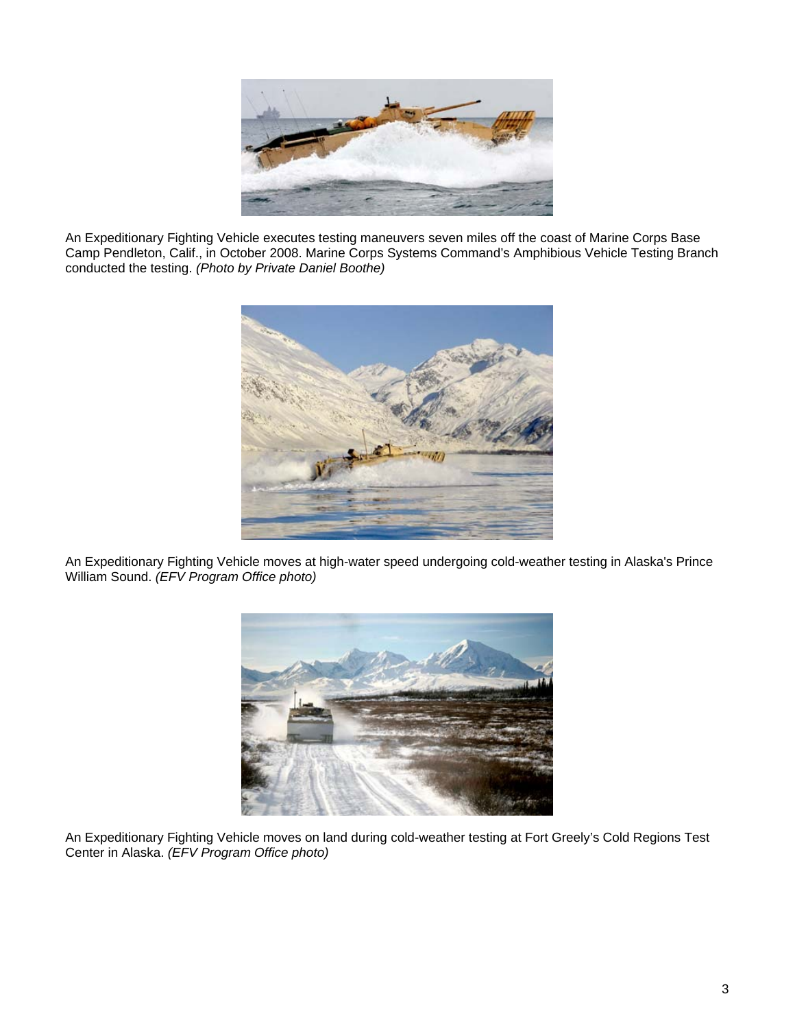An Expeditionary Fighting Vehicle executes testing maneuvers seven miles off the coast of Marine Corps Base Camp Pendleton, Calif., in October 2008. Marine Corps Systems Command's Amphibious Vehicle Testing Branch conducted the testing. *(Photo by Private Daniel Boothe)*

An Expeditionary Fighting Vehicle moves at high-water speed undergoing cold-weather testing in Alaska's Prince William Sound. *(EFV Program Office photo)*

An Expeditionary Fighting Vehicle moves on land during cold-weather testing at Fort Greely's Cold Regions Test Center in Alaska. *(EFV Program Office photo)*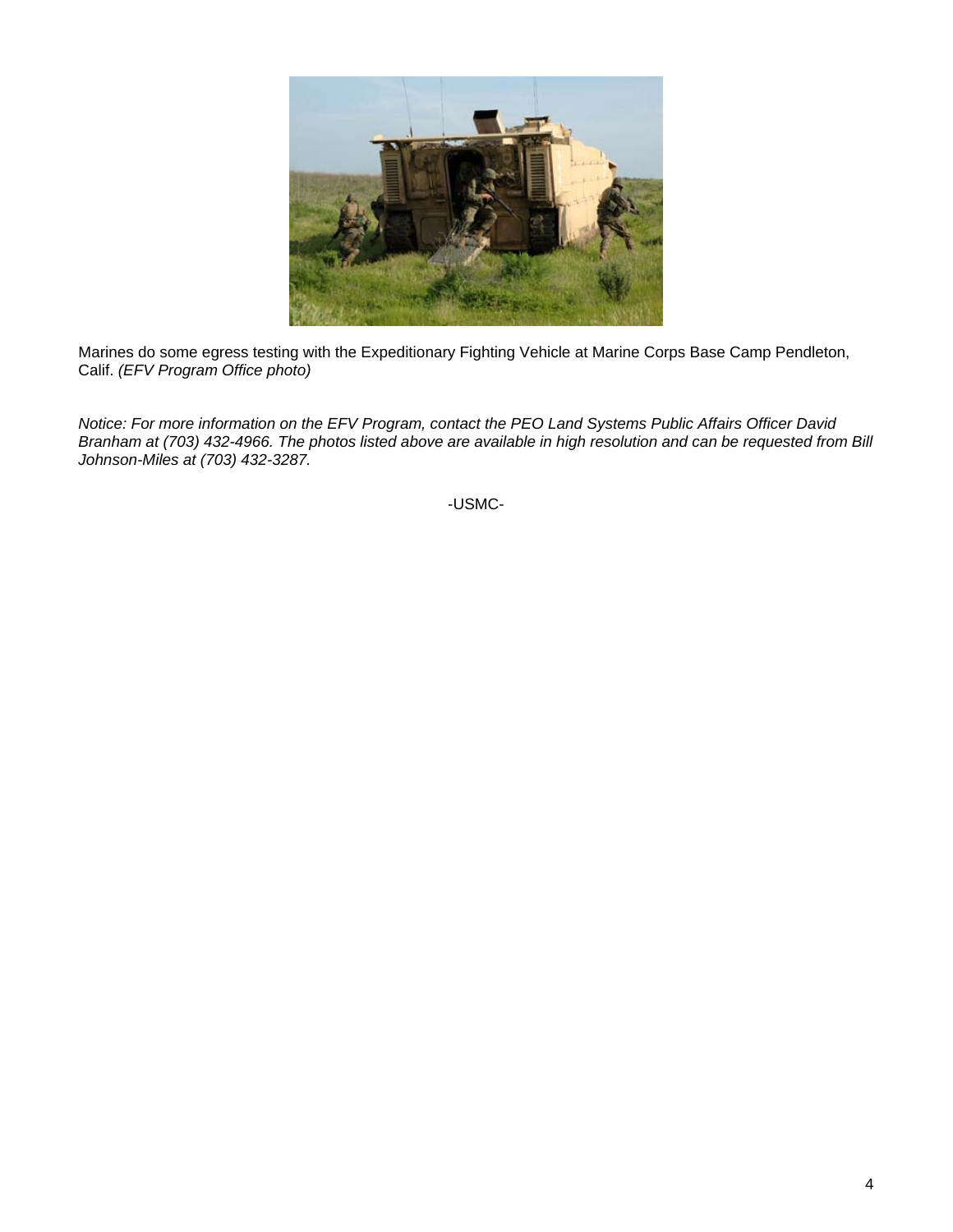Marines do some egress testing with the Expeditionary Fighting Vehicle at Marine Corps Base Camp Pendleton, Calif. *(EFV Program Office photo)*

*Notice: For more information on the EFV Program, contact the PEO Land Systems Public Affairs Officer David Branham at (703) 432-4966. The photos listed above are available in high resolution and can be requested from Bill Johnson-Miles at (703) 432-3287.*

-USMC-